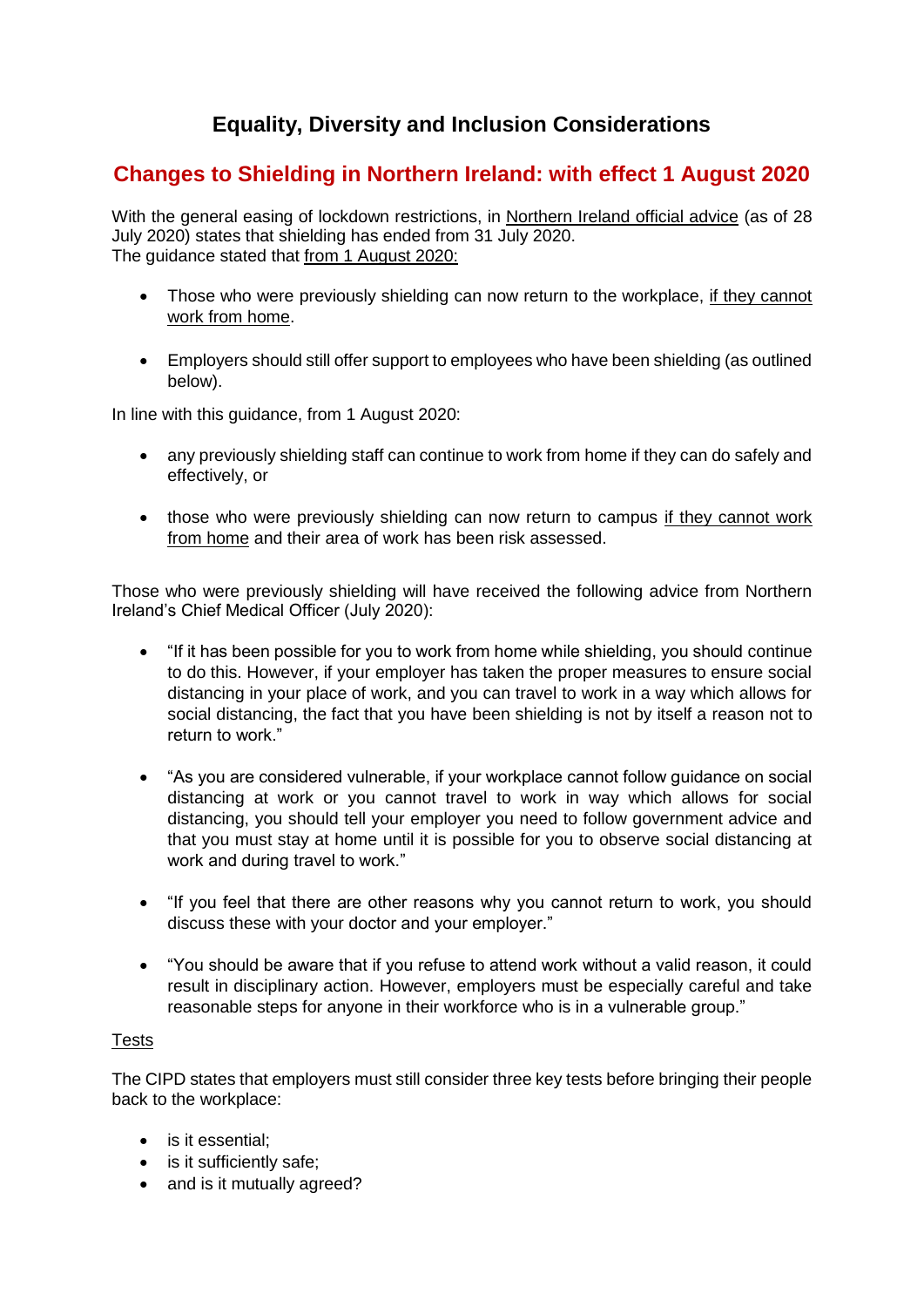# Equality, Diversity and Inclusion Considerations

## Changes to Shielding in Northern Ireland: with effect 1 August 2020

With the general easing of lockdown restrictions, in Northern Ireland official advice (as of 28 July 2020) states that shielding has ended from 31 July 2020.
The guidance stated that from 1 August 2020:

- Those who were previously shielding can now return to the workplace, if they cannot work from home.
- Employers should still offer support to employees who have been shielding (as outlined below).

In line with this guidance, from 1 August 2020:

- any previously shielding staff can continue to work from home if they can do safely and effectively, or
- those who were previously shielding can now return to campus if they cannot work from home and their area of work has been risk assessed.

Those who were previously shielding will have received the following advice from Northern Ireland's Chief Medical Officer (July 2020):

- "If it has been possible for you to work from home while shielding, you should continue to do this. However, if your employer has taken the proper measures to ensure social distancing in your place of work, and you can travel to work in a way which allows for social distancing, the fact that you have been shielding is not by itself a reason not to return to work."
- "As you are considered vulnerable, if your workplace cannot follow guidance on social distancing at work or you cannot travel to work in way which allows for social distancing, you should tell your employer you need to follow government advice and that you must stay at home until it is possible for you to observe social distancing at work and during travel to work."
- "If you feel that there are other reasons why you cannot return to work, you should discuss these with your doctor and your employer."
- "You should be aware that if you refuse to attend work without a valid reason, it could result in disciplinary action. However, employers must be especially careful and take reasonable steps for anyone in their workforce who is in a vulnerable group."

Tests

The CIPD states that employers must still consider three key tests before bringing their people back to the workplace:

- is it essential;
- is it sufficiently safe;
- and is it mutually agreed?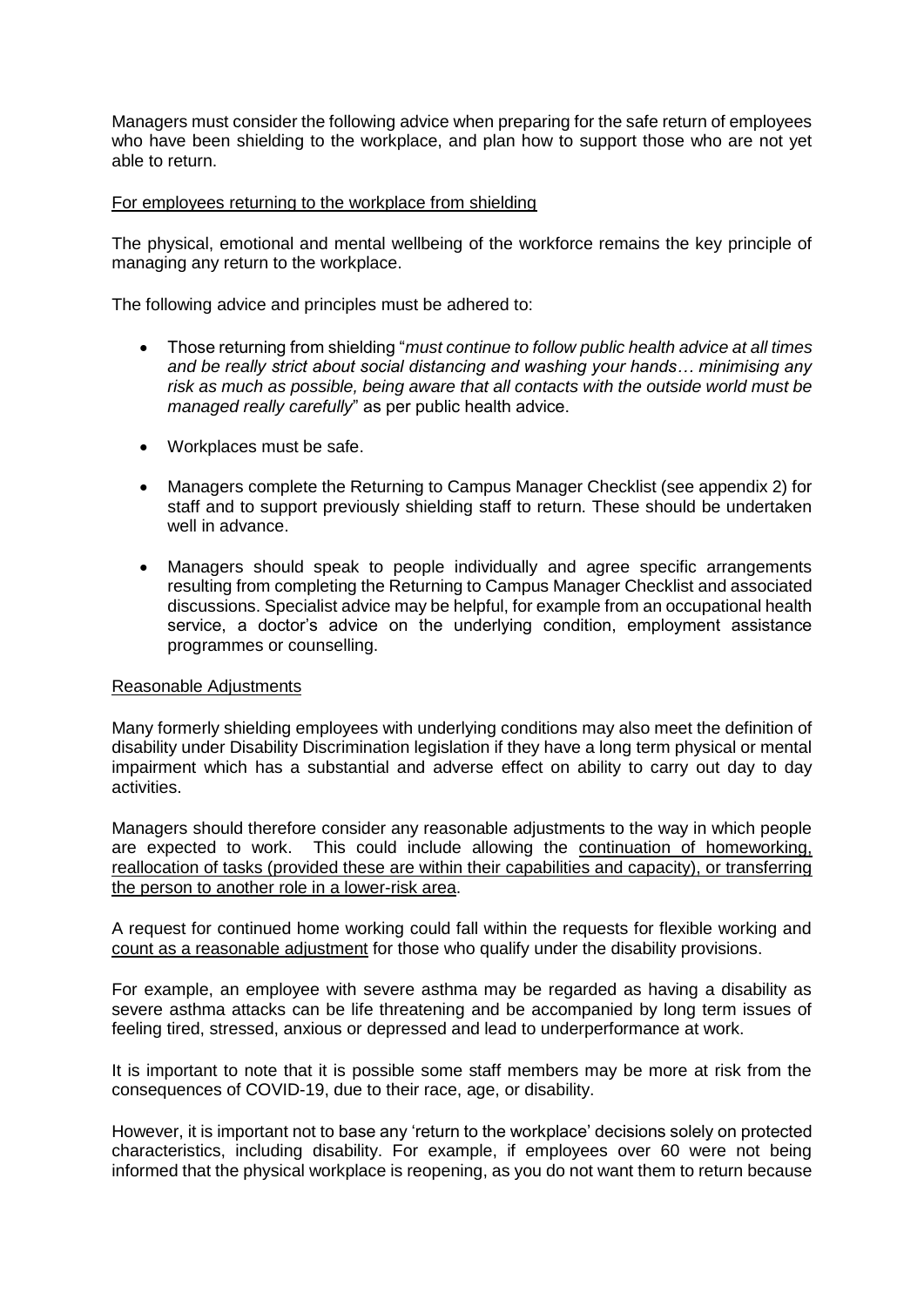Managers must consider the following advice when preparing for the safe return of employees who have been shielding to the workplace, and plan how to support those who are not yet able to return.

<u>For employees returning to the workplace from shielding</u>

The physical, emotional and mental wellbeing of the workforce remains the key principle of managing any return to the workplace.

The following advice and principles must be adhered to:

- Those returning from shielding "*must continue to follow public health advice at all times and be really strict about social distancing and washing your hands… minimising any risk as much as possible, being aware that all contacts with the outside world must be managed really carefully*" as per public health advice.
- Workplaces must be safe.
- Managers complete the Returning to Campus Manager Checklist (see appendix 2) for staff and to support previously shielding staff to return. These should be undertaken well in advance.
- Managers should speak to people individually and agree specific arrangements resulting from completing the Returning to Campus Manager Checklist and associated discussions. Specialist advice may be helpful, for example from an occupational health service, a doctor's advice on the underlying condition, employment assistance programmes or counselling.

<u>Reasonable Adjustments</u>

Many formerly shielding employees with underlying conditions may also meet the definition of disability under Disability Discrimination legislation if they have a long term physical or mental impairment which has a substantial and adverse effect on ability to carry out day to day activities.

Managers should therefore consider any reasonable adjustments to the way in which people are expected to work. This could include allowing the <u>continuation of homeworking, reallocation of tasks (provided these are within their capabilities and capacity), or transferring the person to another role in a lower-risk area</u>.

A request for continued home working could fall within the requests for flexible working and <u>count as a reasonable adjustment</u> for those who qualify under the disability provisions.

For example, an employee with severe asthma may be regarded as having a disability as severe asthma attacks can be life threatening and be accompanied by long term issues of feeling tired, stressed, anxious or depressed and lead to underperformance at work.

It is important to note that it is possible some staff members may be more at risk from the consequences of COVID-19, due to their race, age, or disability.

However, it is important not to base any 'return to the workplace' decisions solely on protected characteristics, including disability. For example, if employees over 60 were not being informed that the physical workplace is reopening, as you do not want them to return because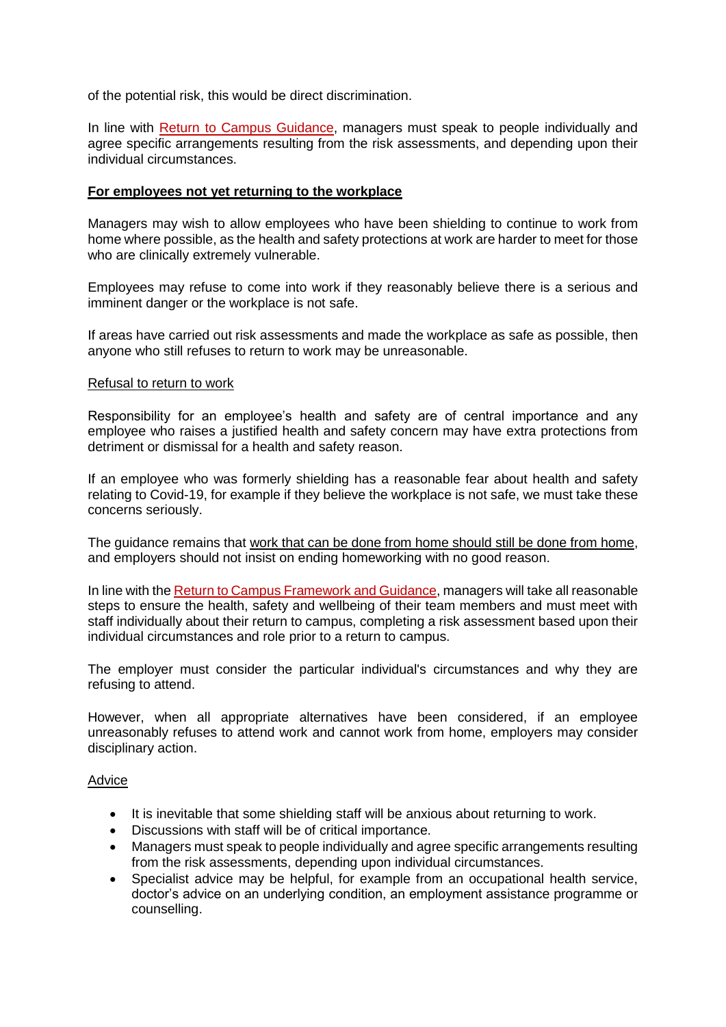of the potential risk, this would be direct discrimination.

In line with Return to Campus Guidance, managers must speak to people individually and agree specific arrangements resulting from the risk assessments, and depending upon their individual circumstances.

## **For employees not yet returning to the workplace**

Managers may wish to allow employees who have been shielding to continue to work from home where possible, as the health and safety protections at work are harder to meet for those who are clinically extremely vulnerable.

Employees may refuse to come into work if they reasonably believe there is a serious and imminent danger or the workplace is not safe.

If areas have carried out risk assessments and made the workplace as safe as possible, then anyone who still refuses to return to work may be unreasonable.

### Refusal to return to work

Responsibility for an employee's health and safety are of central importance and any employee who raises a justified health and safety concern may have extra protections from detriment or dismissal for a health and safety reason.

If an employee who was formerly shielding has a reasonable fear about health and safety relating to Covid-19, for example if they believe the workplace is not safe, we must take these concerns seriously.

The guidance remains that work that can be done from home should still be done from home, and employers should not insist on ending homeworking with no good reason.

In line with the Return to Campus Framework and Guidance, managers will take all reasonable steps to ensure the health, safety and wellbeing of their team members and must meet with staff individually about their return to campus, completing a risk assessment based upon their individual circumstances and role prior to a return to campus.

The employer must consider the particular individual's circumstances and why they are refusing to attend.

However, when all appropriate alternatives have been considered, if an employee unreasonably refuses to attend work and cannot work from home, employers may consider disciplinary action.

### Advice

- It is inevitable that some shielding staff will be anxious about returning to work.
- Discussions with staff will be of critical importance.
- Managers must speak to people individually and agree specific arrangements resulting from the risk assessments, depending upon individual circumstances.
- Specialist advice may be helpful, for example from an occupational health service, doctor's advice on an underlying condition, an employment assistance programme or counselling.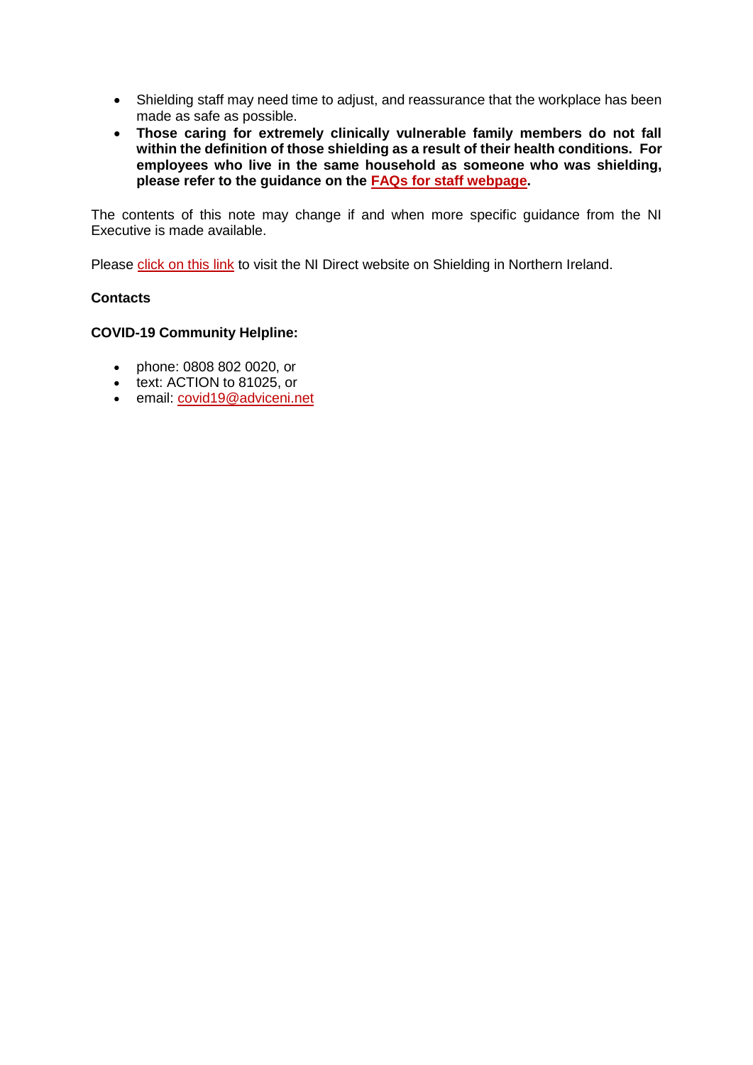- Shielding staff may need time to adjust, and reassurance that the workplace has been made as safe as possible.
- **Those caring for extremely clinically vulnerable family members do not fall within the definition of those shielding as a result of their health conditions. For employees who live in the same household as someone who was shielding, please refer to the guidance on the FAQs for staff webpage.**

The contents of this note may change if and when more specific guidance from the NI Executive is made available.

Please click on this link to visit the NI Direct website on Shielding in Northern Ireland.

**Contacts**

**COVID-19 Community Helpline:**

- phone: 0808 802 0020, or
- text: ACTION to 81025, or
- email: covid19@adviceni.net